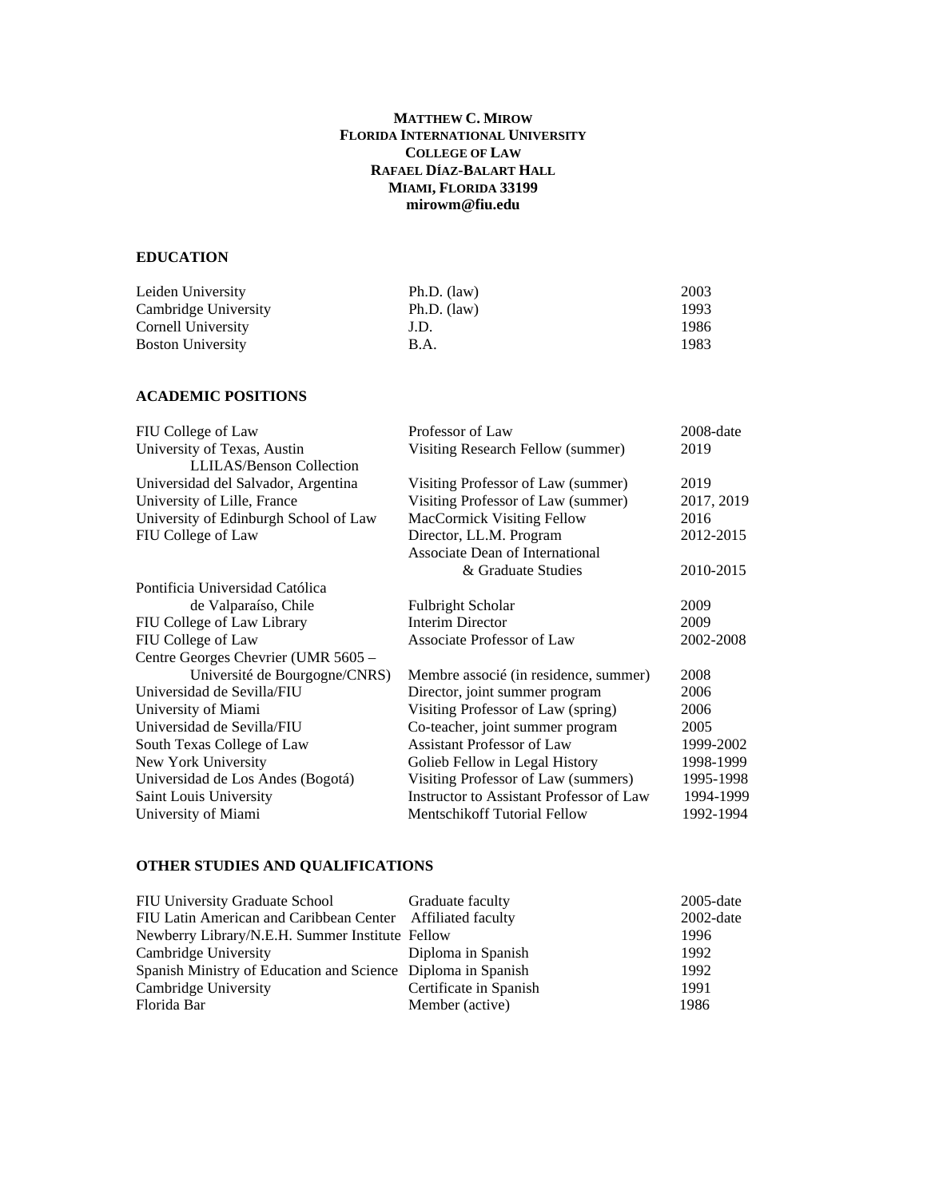**MATTHEW C. MIROW**
**FLORIDA INTERNATIONAL UNIVERSITY**
**COLLEGE OF LAW**
**RAFAEL DÍAZ-BALART HALL**
**MIAMI, FLORIDA 33199**
**mirowm@fiu.edu**

## EDUCATION

| | | |
|---|---|---|
| Leiden University | Ph.D. (law) | 2003 |
| Cambridge University | Ph.D. (law) | 1993 |
| Cornell University | J.D. | 1986 |
| Boston University | B.A. | 1983 |

## ACADEMIC POSITIONS

| | | |
|---|---|---|
| FIU College of Law | Professor of Law | 2008-date |
| University of Texas, Austin LLILAS/Benson Collection | Visiting Research Fellow (summer) | 2019 |
| Universidad del Salvador, Argentina | Visiting Professor of Law (summer) | 2019 |
| University of Lille, France | Visiting Professor of Law (summer) | 2017, 2019 |
| University of Edinburgh School of Law | MacCormick Visiting Fellow | 2016 |
| FIU College of Law | Director, LL.M. Program | 2012-2015 |
| | Associate Dean of International & Graduate Studies | 2010-2015 |
| Pontificia Universidad Católica de Valparaíso, Chile | Fulbright Scholar | 2009 |
| FIU College of Law Library | Interim Director | 2009 |
| FIU College of Law | Associate Professor of Law | 2002-2008 |
| Centre Georges Chevrier (UMR 5605 – Université de Bourgogne/CNRS) | Membre associé (in residence, summer) | 2008 |
| Universidad de Sevilla/FIU | Director, joint summer program | 2006 |
| University of Miami | Visiting Professor of Law (spring) | 2006 |
| Universidad de Sevilla/FIU | Co-teacher, joint summer program | 2005 |
| South Texas College of Law | Assistant Professor of Law | 1999-2002 |
| New York University | Golieb Fellow in Legal History | 1998-1999 |
| Universidad de Los Andes (Bogotá) | Visiting Professor of Law (summers) | 1995-1998 |
| Saint Louis University | Instructor to Assistant Professor of Law | 1994-1999 |
| University of Miami | Mentschikoff Tutorial Fellow | 1992-1994 |

## OTHER STUDIES AND QUALIFICATIONS

| | | |
|---|---|---|
| FIU University Graduate School | Graduate faculty | 2005-date |
| FIU Latin American and Caribbean Center | Affiliated faculty | 2002-date |
| Newberry Library/N.E.H. Summer Institute | Fellow | 1996 |
| Cambridge University | Diploma in Spanish | 1992 |
| Spanish Ministry of Education and Science | Diploma in Spanish | 1992 |
| Cambridge University | Certificate in Spanish | 1991 |
| Florida Bar | Member (active) | 1986 |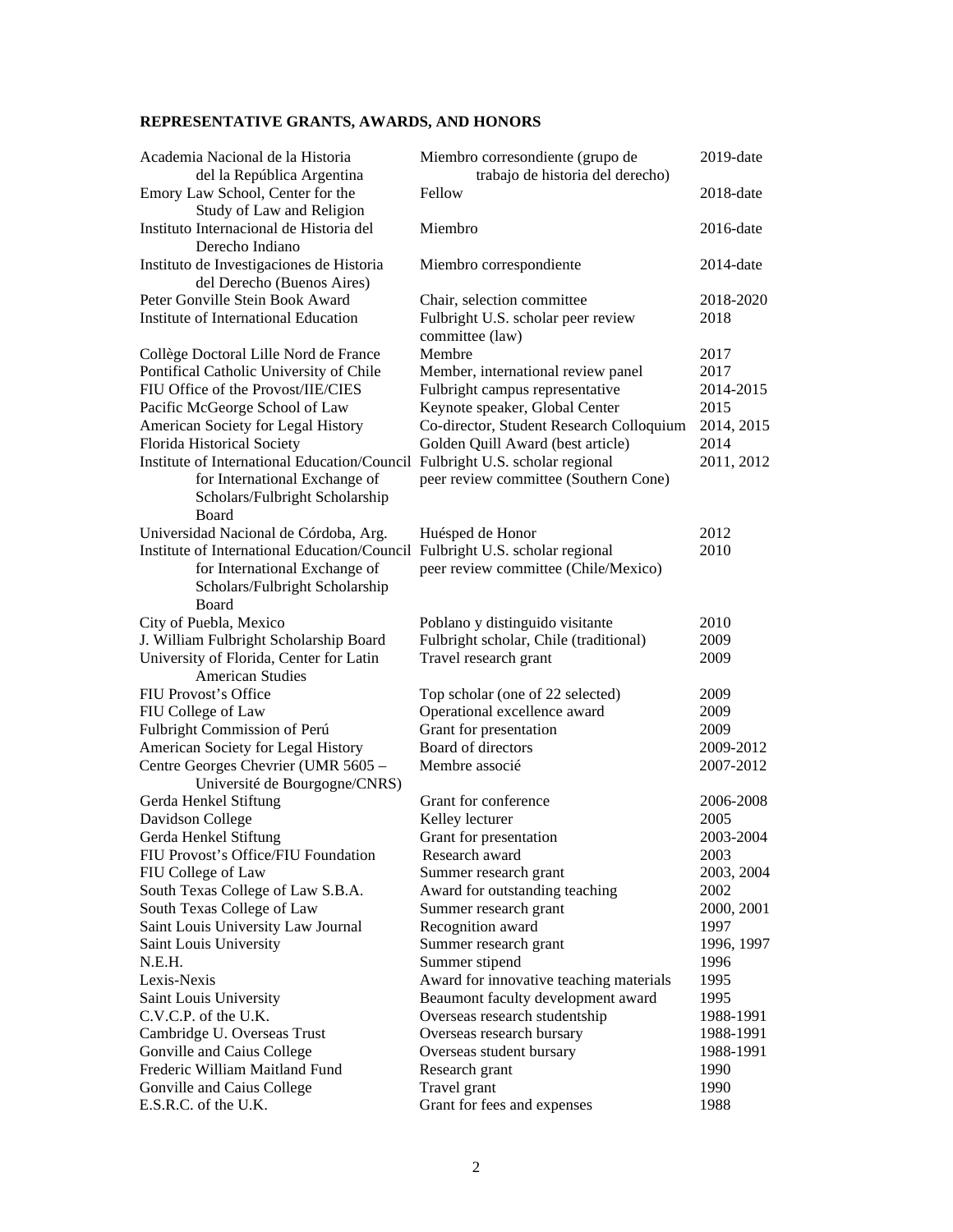**REPRESENTATIVE GRANTS, AWARDS, AND HONORS**

| | | |
|---|---|---|
| Academia Nacional de la Historia del la República Argentina | Miembro corresondiente (grupo de trabajo de historia del derecho) | 2019-date |
| Emory Law School, Center for the Study of Law and Religion | Fellow | 2018-date |
| Instituto Internacional de Historia del Derecho Indiano | Miembro | 2016-date |
| Instituto de Investigaciones de Historia del Derecho (Buenos Aires) | Miembro correspondiente | 2014-date |
| Peter Gonville Stein Book Award | Chair, selection committee | 2018-2020 |
| Institute of International Education | Fulbright U.S. scholar peer review committee (law) | 2018 |
| Collège Doctoral Lille Nord de France | Membre | 2017 |
| Pontifical Catholic University of Chile | Member, international review panel | 2017 |
| FIU Office of the Provost/IIE/CIES | Fulbright campus representative | 2014-2015 |
| Pacific McGeorge School of Law | Keynote speaker, Global Center | 2015 |
| American Society for Legal History | Co-director, Student Research Colloquium | 2014, 2015 |
| Florida Historical Society | Golden Quill Award (best article) | 2014 |
| Institute of International Education/Council for International Exchange of Scholars/Fulbright Scholarship Board | Fulbright U.S. scholar regional peer review committee (Southern Cone) | 2011, 2012 |
| Universidad Nacional de Córdoba, Arg. | Huésped de Honor | 2012 |
| Institute of International Education/Council for International Exchange of Scholars/Fulbright Scholarship Board | Fulbright U.S. scholar regional peer review committee (Chile/Mexico) | 2010 |
| City of Puebla, Mexico | Poblano y distinguido visitante | 2010 |
| J. William Fulbright Scholarship Board | Fulbright scholar, Chile (traditional) | 2009 |
| University of Florida, Center for Latin American Studies | Travel research grant | 2009 |
| FIU Provost's Office | Top scholar (one of 22 selected) | 2009 |
| FIU College of Law | Operational excellence award | 2009 |
| Fulbright Commission of Perú | Grant for presentation | 2009 |
| American Society for Legal History | Board of directors | 2009-2012 |
| Centre Georges Chevrier (UMR 5605 – Université de Bourgogne/CNRS) | Membre associé | 2007-2012 |
| Gerda Henkel Stiftung | Grant for conference | 2006-2008 |
| Davidson College | Kelley lecturer | 2005 |
| Gerda Henkel Stiftung | Grant for presentation | 2003-2004 |
| FIU Provost's Office/FIU Foundation | Research award | 2003 |
| FIU College of Law | Summer research grant | 2003, 2004 |
| South Texas College of Law S.B.A. | Award for outstanding teaching | 2002 |
| South Texas College of Law | Summer research grant | 2000, 2001 |
| Saint Louis University Law Journal | Recognition award | 1997 |
| Saint Louis University | Summer research grant | 1996, 1997 |
| N.E.H. | Summer stipend | 1996 |
| Lexis-Nexis | Award for innovative teaching materials | 1995 |
| Saint Louis University | Beaumont faculty development award | 1995 |
| C.V.C.P. of the U.K. | Overseas research studentship | 1988-1991 |
| Cambridge U. Overseas Trust | Overseas research bursary | 1988-1991 |
| Gonville and Caius College | Overseas student bursary | 1988-1991 |
| Frederic William Maitland Fund | Research grant | 1990 |
| Gonville and Caius College | Travel grant | 1990 |
| E.S.R.C. of the U.K. | Grant for fees and expenses | 1988 |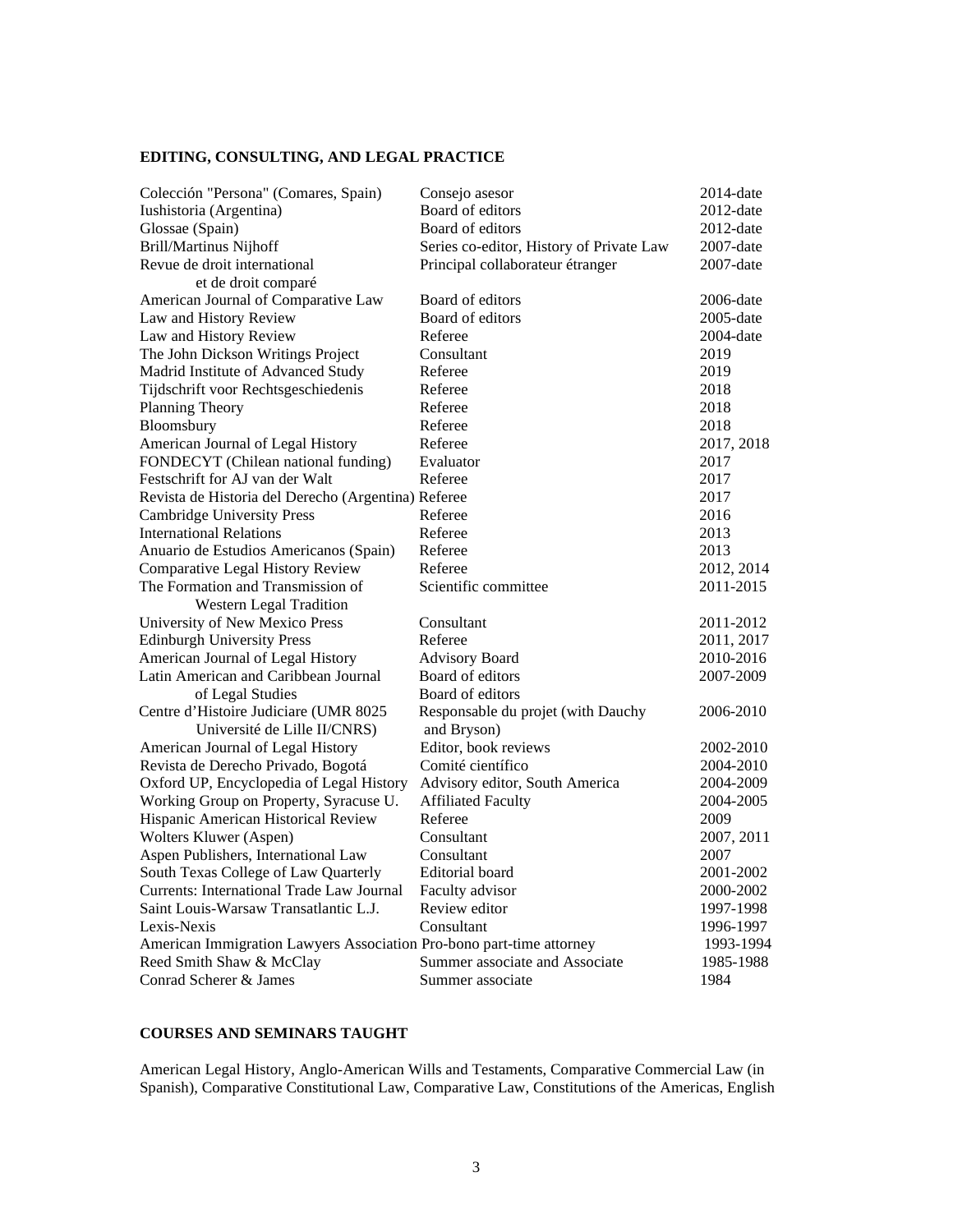**EDITING, CONSULTING, AND LEGAL PRACTICE**

| | | |
|---|---|---|
| Colección "Persona" (Comares, Spain) | Consejo asesor | 2014-date |
| Iushistoria (Argentina) | Board of editors | 2012-date |
| Glossae (Spain) | Board of editors | 2012-date |
| Brill/Martinus Nijhoff | Series co-editor, History of Private Law | 2007-date |
| Revue de droit international et de droit comparé | Principal collaborateur étranger | 2007-date |
| American Journal of Comparative Law | Board of editors | 2006-date |
| Law and History Review | Board of editors | 2005-date |
| Law and History Review | Referee | 2004-date |
| The John Dickson Writings Project | Consultant | 2019 |
| Madrid Institute of Advanced Study | Referee | 2019 |
| Tijdschrift voor Rechtsgeschiedenis | Referee | 2018 |
| Planning Theory | Referee | 2018 |
| Bloomsbury | Referee | 2018 |
| American Journal of Legal History | Referee | 2017, 2018 |
| FONDECYT (Chilean national funding) | Evaluator | 2017 |
| Festschrift for AJ van der Walt | Referee | 2017 |
| Revista de Historia del Derecho (Argentina) | Referee | 2017 |
| Cambridge University Press | Referee | 2016 |
| International Relations | Referee | 2013 |
| Anuario de Estudios Americanos (Spain) | Referee | 2013 |
| Comparative Legal History Review | Referee | 2012, 2014 |
| The Formation and Transmission of Western Legal Tradition | Scientific committee | 2011-2015 |
| University of New Mexico Press | Consultant | 2011-2012 |
| Edinburgh University Press | Referee | 2011, 2017 |
| American Journal of Legal History | Advisory Board | 2010-2016 |
| Latin American and Caribbean Journal of Legal Studies | Board of editors | 2007-2009 |
| Centre d'Histoire Judiciare (UMR 8025 Université de Lille II/CNRS) | Responsable du projet (with Dauchy and Bryson) | 2006-2010 |
| American Journal of Legal History | Editor, book reviews | 2002-2010 |
| Revista de Derecho Privado, Bogotá | Comité científico | 2004-2010 |
| Oxford UP, Encyclopedia of Legal History | Advisory editor, South America | 2004-2009 |
| Working Group on Property, Syracuse U. | Affiliated Faculty | 2004-2005 |
| Hispanic American Historical Review | Referee | 2009 |
| Wolters Kluwer (Aspen) | Consultant | 2007, 2011 |
| Aspen Publishers, International Law | Consultant | 2007 |
| South Texas College of Law Quarterly | Editorial board | 2001-2002 |
| Currents: International Trade Law Journal | Faculty advisor | 2000-2002 |
| Saint Louis-Warsaw Transatlantic L.J. | Review editor | 1997-1998 |
| Lexis-Nexis | Consultant | 1996-1997 |
| American Immigration Lawyers Association | Pro-bono part-time attorney | 1993-1994 |
| Reed Smith Shaw & McClay | Summer associate and Associate | 1985-1988 |
| Conrad Scherer & James | Summer associate | 1984 |

**COURSES AND SEMINARS TAUGHT**

American Legal History, Anglo-American Wills and Testaments, Comparative Commercial Law (in Spanish), Comparative Constitutional Law, Comparative Law, Constitutions of the Americas, English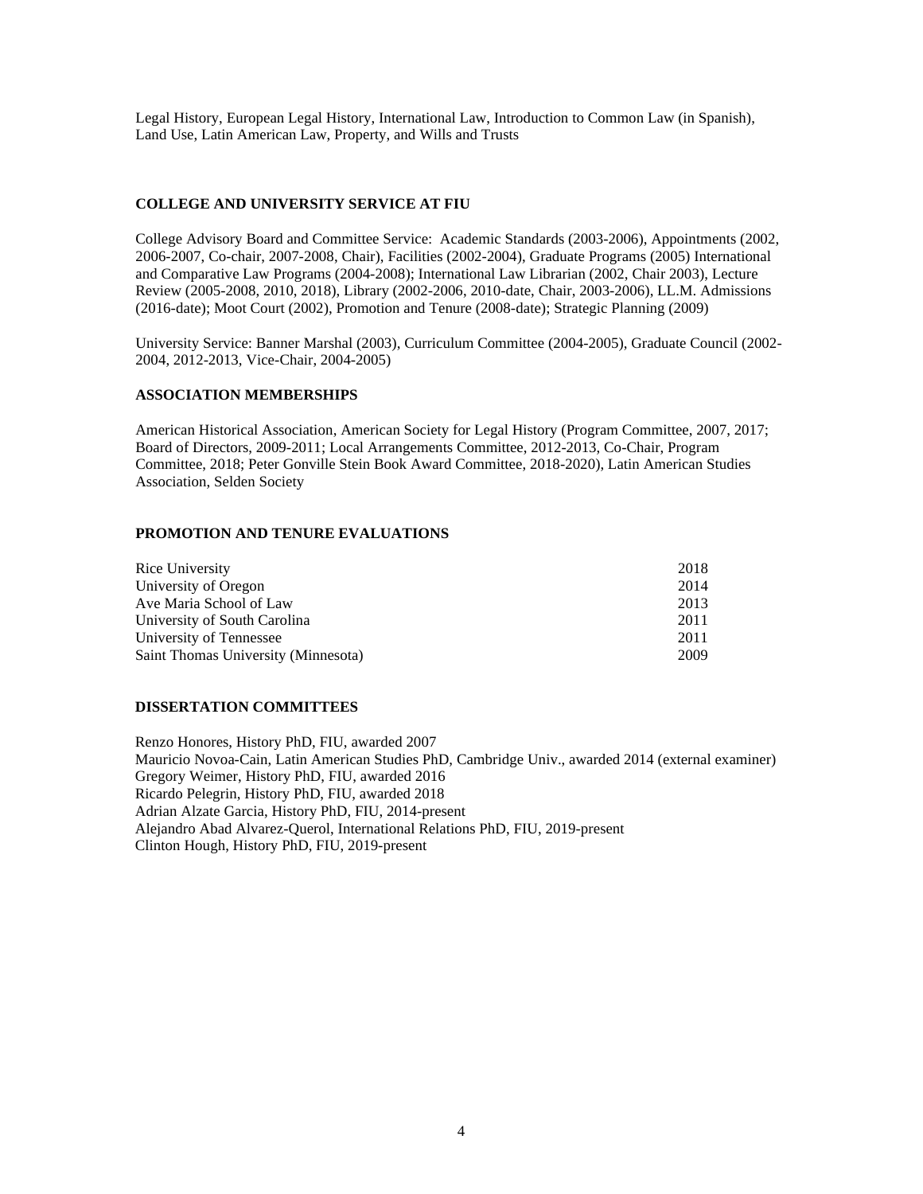Legal History, European Legal History, International Law, Introduction to Common Law (in Spanish), Land Use, Latin American Law, Property, and Wills and Trusts

## COLLEGE AND UNIVERSITY SERVICE AT FIU

College Advisory Board and Committee Service: Academic Standards (2003-2006), Appointments (2002, 2006-2007, Co-chair, 2007-2008, Chair), Facilities (2002-2004), Graduate Programs (2005) International and Comparative Law Programs (2004-2008); International Law Librarian (2002, Chair 2003), Lecture Review (2005-2008, 2010, 2018), Library (2002-2006, 2010-date, Chair, 2003-2006), LL.M. Admissions (2016-date); Moot Court (2002), Promotion and Tenure (2008-date); Strategic Planning (2009)

University Service: Banner Marshal (2003), Curriculum Committee (2004-2005), Graduate Council (2002-2004, 2012-2013, Vice-Chair, 2004-2005)

## ASSOCIATION MEMBERSHIPS

American Historical Association, American Society for Legal History (Program Committee, 2007, 2017; Board of Directors, 2009-2011; Local Arrangements Committee, 2012-2013, Co-Chair, Program Committee, 2018; Peter Gonville Stein Book Award Committee, 2018-2020), Latin American Studies Association, Selden Society

## PROMOTION AND TENURE EVALUATIONS

| | |
|---|---|
| Rice University | 2018 |
| University of Oregon | 2014 |
| Ave Maria School of Law | 2013 |
| University of South Carolina | 2011 |
| University of Tennessee | 2011 |
| Saint Thomas University (Minnesota) | 2009 |

## DISSERTATION COMMITTEES

Renzo Honores, History PhD, FIU, awarded 2007
Mauricio Novoa-Cain, Latin American Studies PhD, Cambridge Univ., awarded 2014 (external examiner)
Gregory Weimer, History PhD, FIU, awarded 2016
Ricardo Pelegrin, History PhD, FIU, awarded 2018
Adrian Alzate Garcia, History PhD, FIU, 2014-present
Alejandro Abad Alvarez-Querol, International Relations PhD, FIU, 2019-present
Clinton Hough, History PhD, FIU, 2019-present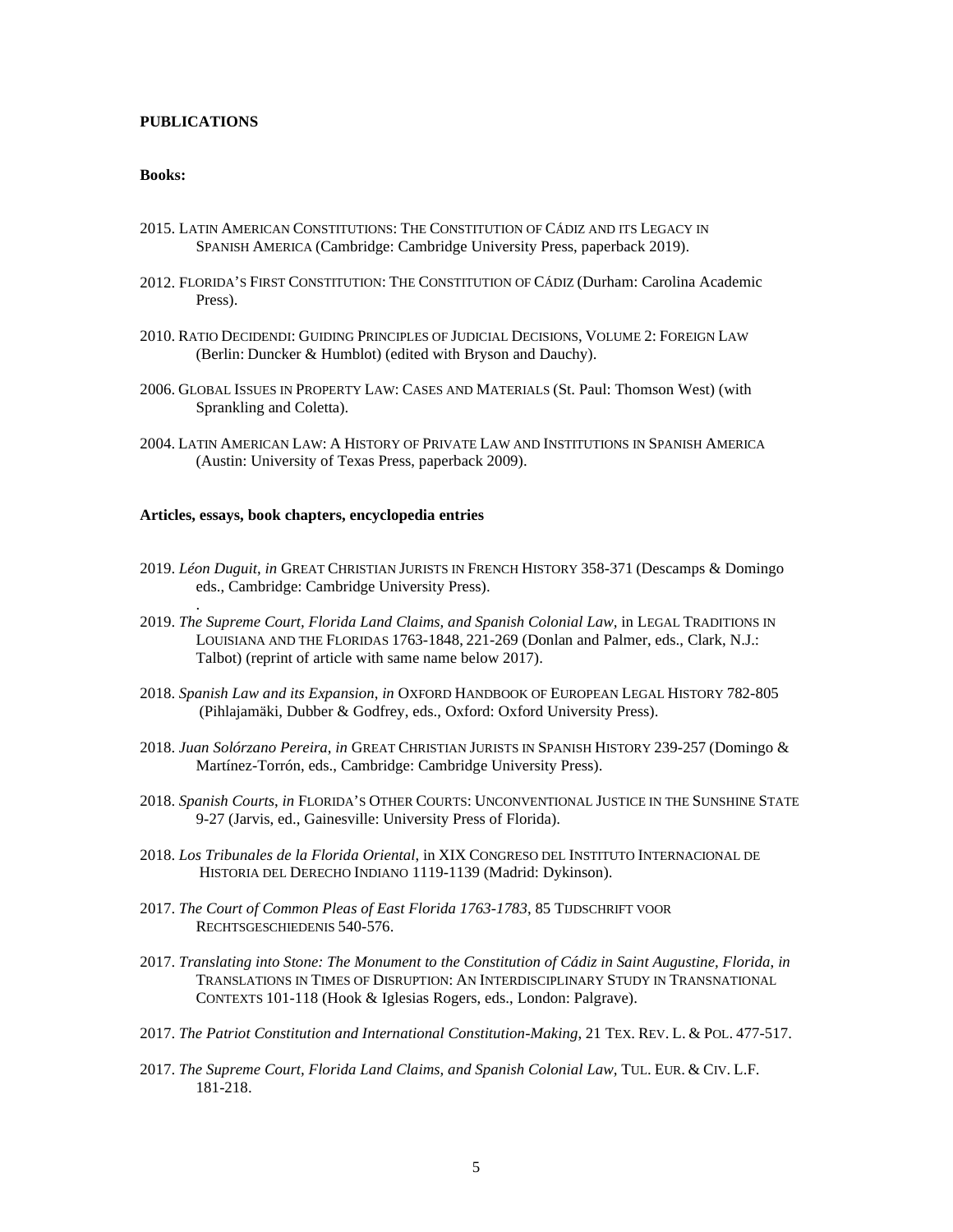**PUBLICATIONS**

**Books:**

2015. LATIN AMERICAN CONSTITUTIONS: THE CONSTITUTION OF CÁDIZ AND ITS LEGACY IN SPANISH AMERICA (Cambridge: Cambridge University Press, paperback 2019).

2012. FLORIDA'S FIRST CONSTITUTION: THE CONSTITUTION OF CÁDIZ (Durham: Carolina Academic Press).

2010. RATIO DECIDENDI: GUIDING PRINCIPLES OF JUDICIAL DECISIONS, VOLUME 2: FOREIGN LAW (Berlin: Duncker & Humblot) (edited with Bryson and Dauchy).

2006. GLOBAL ISSUES IN PROPERTY LAW: CASES AND MATERIALS (St. Paul: Thomson West) (with Sprankling and Coletta).

2004. LATIN AMERICAN LAW: A HISTORY OF PRIVATE LAW AND INSTITUTIONS IN SPANISH AMERICA (Austin: University of Texas Press, paperback 2009).

**Articles, essays, book chapters, encyclopedia entries**

2019. *Léon Duguit*, *in* GREAT CHRISTIAN JURISTS IN FRENCH HISTORY 358-371 (Descamps & Domingo eds., Cambridge: Cambridge University Press).
.

2019. *The Supreme Court, Florida Land Claims, and Spanish Colonial Law,* in LEGAL TRADITIONS IN LOUISIANA AND THE FLORIDAS 1763-1848, 221-269 (Donlan and Palmer, eds., Clark, N.J.: Talbot) (reprint of article with same name below 2017).

2018. *Spanish Law and its Expansion*, *in* OXFORD HANDBOOK OF EUROPEAN LEGAL HISTORY 782-805 (Pihlajamäki, Dubber & Godfrey, eds., Oxford: Oxford University Press).

2018. *Juan Solórzano Pereira*, *in* GREAT CHRISTIAN JURISTS IN SPANISH HISTORY 239-257 (Domingo & Martínez-Torrón, eds., Cambridge: Cambridge University Press).

2018. *Spanish Courts*, *in* FLORIDA'S OTHER COURTS: UNCONVENTIONAL JUSTICE IN THE SUNSHINE STATE 9-27 (Jarvis, ed., Gainesville: University Press of Florida).

2018. *Los Tribunales de la Florida Oriental*, in XIX CONGRESO DEL INSTITUTO INTERNACIONAL DE HISTORIA DEL DERECHO INDIANO 1119-1139 (Madrid: Dykinson).

2017. *The Court of Common Pleas of East Florida 1763-1783*, 85 TIJDSCHRIFT VOOR RECHTSGESCHIEDENIS 540-576.

2017. *Translating into Stone: The Monument to the Constitution of Cádiz in Saint Augustine, Florida*, *in* TRANSLATIONS IN TIMES OF DISRUPTION: AN INTERDISCIPLINARY STUDY IN TRANSNATIONAL CONTEXTS 101-118 (Hook & Iglesias Rogers, eds., London: Palgrave).

2017. *The Patriot Constitution and International Constitution-Making*, 21 TEX. REV. L. & POL. 477-517.

2017. *The Supreme Court, Florida Land Claims, and Spanish Colonial Law,* TUL. EUR. & CIV. L.F. 181-218.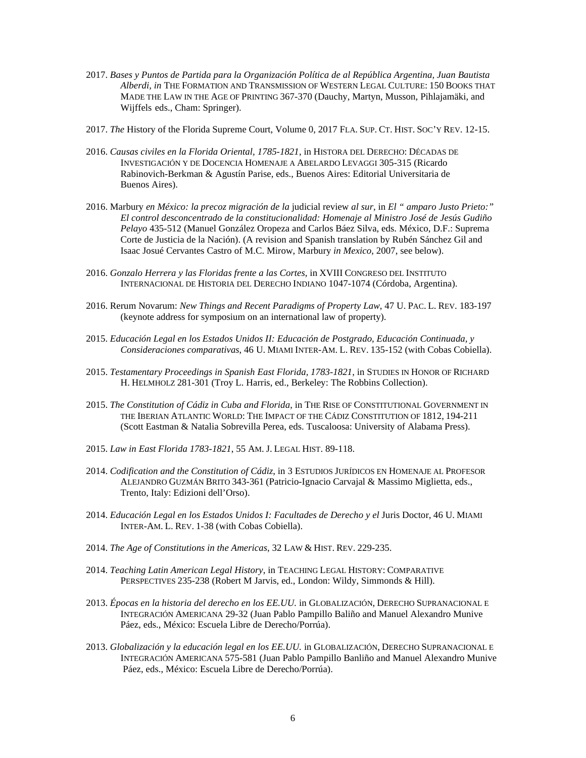2017. *Bases y Puntos de Partida para la Organización Política de al República Argentina, Juan Bautista Alberdi, in* THE FORMATION AND TRANSMISSION OF WESTERN LEGAL CULTURE: 150 BOOKS THAT MADE THE LAW IN THE AGE OF PRINTING 367-370 (Dauchy, Martyn, Musson, Pihlajamäki, and Wijffels eds., Cham: Springer).

2017. *The* History of the Florida Supreme Court, Volume 0, 2017 FLA. SUP. CT. HIST. SOC'Y REV. 12-15.

2016. *Causas civiles en la Florida Oriental, 1785-1821*, in HISTORA DEL DERECHO: DÉCADAS DE INVESTIGACIÓN Y DE DOCENCIA HOMENAJE A ABELARDO LEVAGGI 305-315 (Ricardo Rabinovich-Berkman & Agustín Parise, eds., Buenos Aires: Editorial Universitaria de Buenos Aires).

2016. Marbury *en México: la precoz migración de la* judicial review *al sur*, in *El " amparo Justo Prieto:" El control desconcentrado de la constitucionalidad: Homenaje al Ministro José de Jesús Gudiño Pelayo* 435-512 (Manuel González Oropeza and Carlos Báez Silva, eds. México, D.F.: Suprema Corte de Justicia de la Nación). (A revision and Spanish translation by Rubén Sánchez Gil and Isaac Josué Cervantes Castro of M.C. Mirow, Marbury *in Mexico*, 2007, see below).

2016. *Gonzalo Herrera y las Floridas frente a las Cortes*, in XVIII CONGRESO DEL INSTITUTO INTERNACIONAL DE HISTORIA DEL DERECHO INDIANO 1047-1074 (Córdoba, Argentina).

2016. Rerum Novarum: *New Things and Recent Paradigms of Property Law*, 47 U. PAC. L. REV. 183-197 (keynote address for symposium on an international law of property).

2015. *Educación Legal en los Estados Unidos II: Educación de Postgrado, Educación Continuada, y Consideraciones comparativas*, 46 U. MIAMI INTER-AM. L. REV. 135-152 (with Cobas Cobiella).

2015. *Testamentary Proceedings in Spanish East Florida, 1783-1821*, in STUDIES IN HONOR OF RICHARD H. HELMHOLZ 281-301 (Troy L. Harris, ed., Berkeley: The Robbins Collection).

2015. *The Constitution of Cádiz in Cuba and Florida*, in THE RISE OF CONSTITUTIONAL GOVERNMENT IN THE IBERIAN ATLANTIC WORLD: THE IMPACT OF THE CÁDIZ CONSTITUTION OF 1812, 194-211 (Scott Eastman & Natalia Sobrevilla Perea, eds. Tuscaloosa: University of Alabama Press).

2015. *Law in East Florida 1783-1821*, 55 AM. J. LEGAL HIST. 89-118.

2014. *Codification and the Constitution of Cádiz*, in 3 ESTUDIOS JURÍDICOS EN HOMENAJE AL PROFESOR ALEJANDRO GUZMÁN BRITO 343-361 (Patricio-Ignacio Carvajal & Massimo Miglietta, eds., Trento, Italy: Edizioni dell'Orso).

2014. *Educación Legal en los Estados Unidos I: Facultades de Derecho y el* Juris Doctor, 46 U. MIAMI INTER-AM. L. REV. 1-38 (with Cobas Cobiella).

2014. *The Age of Constitutions in the Americas*, 32 LAW & HIST. REV. 229-235.

2014. *Teaching Latin American Legal History*, in TEACHING LEGAL HISTORY: COMPARATIVE PERSPECTIVES 235-238 (Robert M Jarvis, ed., London: Wildy, Simmonds & Hill).

2013. *Épocas en la historia del derecho en los EE.UU.* in GLOBALIZACIÓN, DERECHO SUPRANACIONAL E INTEGRACIÓN AMERICANA 29-32 (Juan Pablo Pampillo Baliño and Manuel Alexandro Munive Páez, eds., México: Escuela Libre de Derecho/Porrúa).

2013. *Globalización y la educación legal en los EE.UU.* in GLOBALIZACIÓN, DERECHO SUPRANACIONAL E INTEGRACIÓN AMERICANA 575-581 (Juan Pablo Pampillo Banliño and Manuel Alexandro Munive Páez, eds., México: Escuela Libre de Derecho/Porrúa).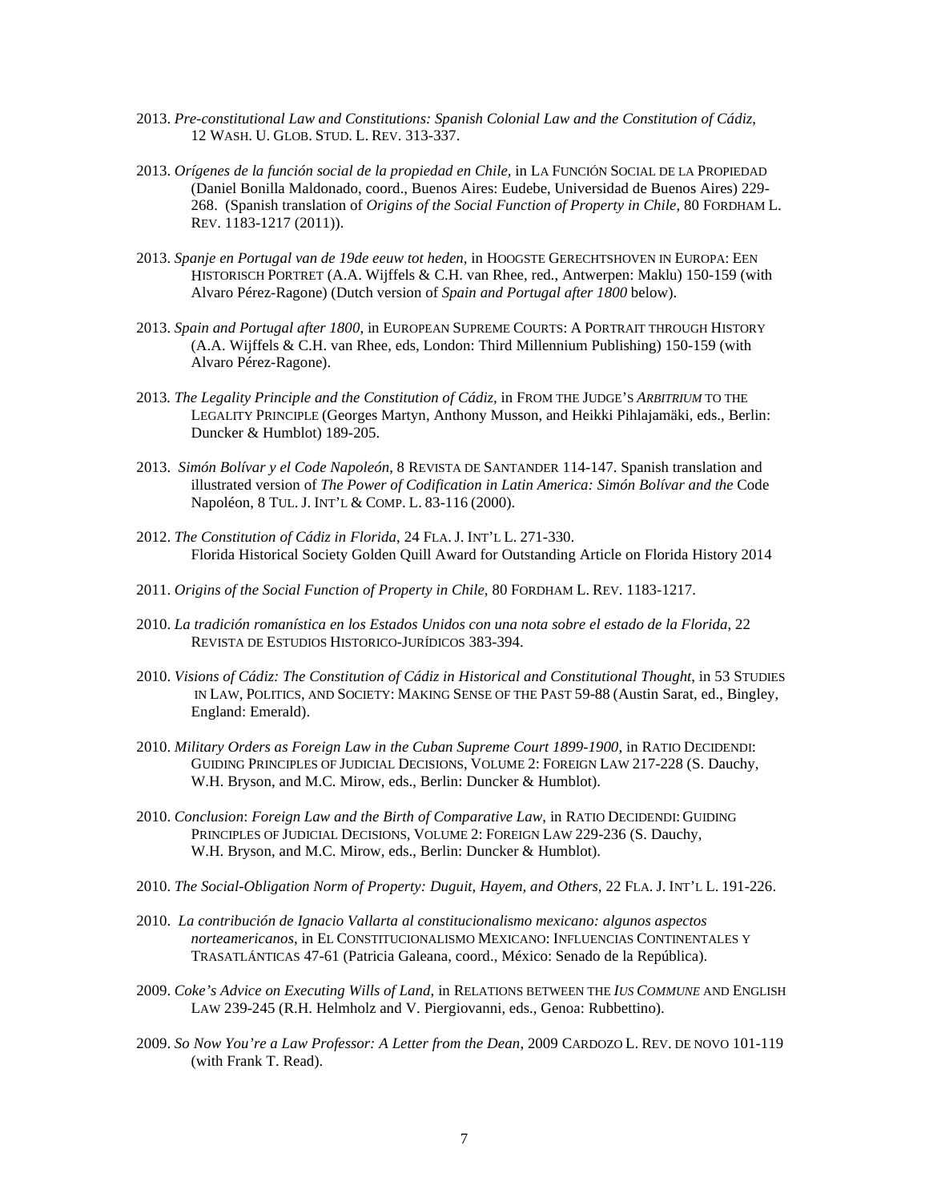2013. *Pre-constitutional Law and Constitutions: Spanish Colonial Law and the Constitution of Cádiz*, 12 WASH. U. GLOB. STUD. L. REV. 313-337.

2013. *Orígenes de la función social de la propiedad en Chile*, in LA FUNCIÓN SOCIAL DE LA PROPIEDAD (Daniel Bonilla Maldonado, coord., Buenos Aires: Eudebe, Universidad de Buenos Aires) 229-268. (Spanish translation of *Origins of the Social Function of Property in Chile*, 80 FORDHAM L. REV. 1183-1217 (2011)).

2013. *Spanje en Portugal van de 19de eeuw tot heden*, in HOOGSTE GERECHTSHOVEN IN EUROPA: EEN HISTORISCH PORTRET (A.A. Wijffels & C.H. van Rhee, red., Antwerpen: Maklu) 150-159 (with Alvaro Pérez-Ragone) (Dutch version of *Spain and Portugal after 1800* below).

2013. *Spain and Portugal after 1800*, in EUROPEAN SUPREME COURTS: A PORTRAIT THROUGH HISTORY (A.A. Wijffels & C.H. van Rhee, eds, London: Third Millennium Publishing) 150-159 (with Alvaro Pérez-Ragone).

2013. *The Legality Principle and the Constitution of Cádiz*, in FROM THE JUDGE'S *ARBITRIUM* TO THE LEGALITY PRINCIPLE (Georges Martyn, Anthony Musson, and Heikki Pihlajamäki, eds., Berlin: Duncker & Humblot) 189-205.

2013. *Simón Bolívar y el Code Napoleón*, 8 REVISTA DE SANTANDER 114-147. Spanish translation and illustrated version of *The Power of Codification in Latin America: Simón Bolívar and the* Code Napoléon, 8 TUL. J. INT'L & COMP. L. 83-116 (2000).

2012. *The Constitution of Cádiz in Florida*, 24 FLA. J. INT'L L. 271-330.
Florida Historical Society Golden Quill Award for Outstanding Article on Florida History 2014

2011. *Origins of the Social Function of Property in Chile*, 80 FORDHAM L. REV. 1183-1217.

2010. *La tradición romanística en los Estados Unidos con una nota sobre el estado de la Florida*, 22 REVISTA DE ESTUDIOS HISTORICO-JURÍDICOS 383-394.

2010. *Visions of Cádiz: The Constitution of Cádiz in Historical and Constitutional Thought*, in 53 STUDIES IN LAW, POLITICS, AND SOCIETY: MAKING SENSE OF THE PAST 59-88 (Austin Sarat, ed., Bingley, England: Emerald).

2010. *Military Orders as Foreign Law in the Cuban Supreme Court 1899-1900*, in RATIO DECIDENDI: GUIDING PRINCIPLES OF JUDICIAL DECISIONS, VOLUME 2: FOREIGN LAW 217-228 (S. Dauchy, W.H. Bryson, and M.C. Mirow, eds., Berlin: Duncker & Humblot).

2010. *Conclusion*: *Foreign Law and the Birth of Comparative Law*, in RATIO DECIDENDI: GUIDING PRINCIPLES OF JUDICIAL DECISIONS, VOLUME 2: FOREIGN LAW 229-236 (S. Dauchy, W.H. Bryson, and M.C. Mirow, eds., Berlin: Duncker & Humblot).

2010. *The Social-Obligation Norm of Property: Duguit, Hayem, and Others,* 22 FLA. J. INT'L L. 191-226.

2010. *La contribución de Ignacio Vallarta al constitucionalismo mexicano: algunos aspectos norteamericanos*, in EL CONSTITUCIONALISMO MEXICANO: INFLUENCIAS CONTINENTALES Y TRASATLÁNTICAS 47-61 (Patricia Galeana, coord., México: Senado de la República).

2009. *Coke's Advice on Executing Wills of Land*, in RELATIONS BETWEEN THE *IUS COMMUNE* AND ENGLISH LAW 239-245 (R.H. Helmholz and V. Piergiovanni, eds., Genoa: Rubbettino).

2009. *So Now You're a Law Professor: A Letter from the Dean*, 2009 CARDOZO L. REV. DE NOVO 101-119 (with Frank T. Read).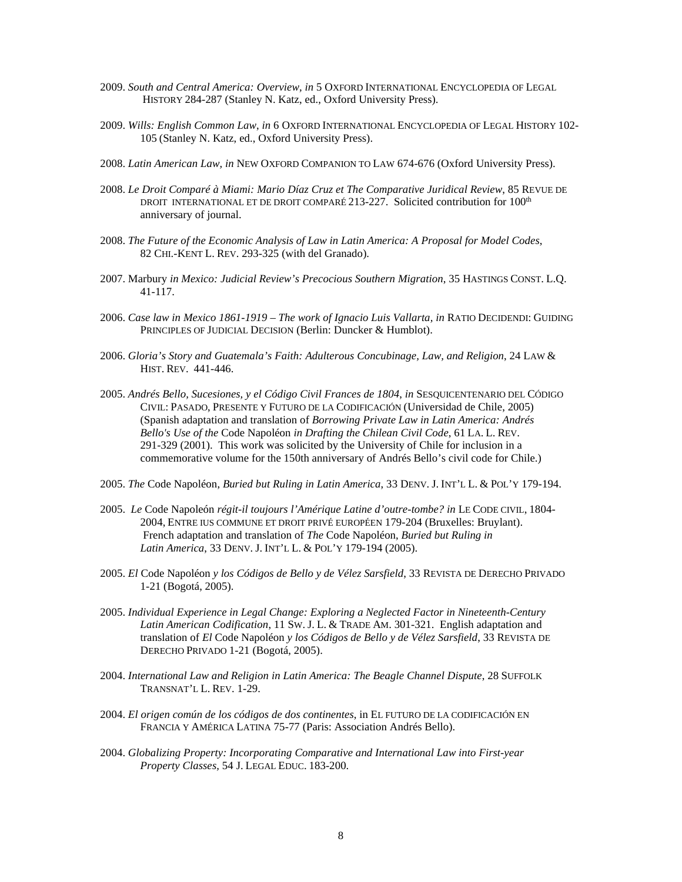2009. *South and Central America: Overview, in* 5 OXFORD INTERNATIONAL ENCYCLOPEDIA OF LEGAL HISTORY 284-287 (Stanley N. Katz, ed., Oxford University Press).

2009. *Wills: English Common Law*, *in* 6 OXFORD INTERNATIONAL ENCYCLOPEDIA OF LEGAL HISTORY 102-105 (Stanley N. Katz, ed., Oxford University Press).

2008. *Latin American Law, in* NEW OXFORD COMPANION TO LAW 674-676 (Oxford University Press).

2008. *Le Droit Comparé à Miami: Mario Díaz Cruz et The Comparative Juridical Review*, 85 REVUE DE DROIT INTERNATIONAL ET DE DROIT COMPARÉ 213-227. Solicited contribution for 100th anniversary of journal.

2008. *The Future of the Economic Analysis of Law in Latin America: A Proposal for Model Codes*, 82 CHI.-KENT L. REV. 293-325 (with del Granado).

2007. Marbury *in Mexico: Judicial Review's Precocious Southern Migration*, 35 HASTINGS CONST. L.Q. 41-117.

2006. *Case law in Mexico 1861-1919 – The work of Ignacio Luis Vallarta, in* RATIO DECIDENDI: GUIDING PRINCIPLES OF JUDICIAL DECISION (Berlin: Duncker & Humblot).

2006. *Gloria's Story and Guatemala's Faith: Adulterous Concubinage, Law, and Religion*, 24 LAW & HIST. REV. 441-446.

2005. *Andrés Bello, Sucesiones, y el Código Civil Frances de 1804*, *in* SESQUICENTENARIO DEL CÓDIGO CIVIL: PASADO, PRESENTE Y FUTURO DE LA CODIFICACIÓN (Universidad de Chile, 2005) (Spanish adaptation and translation of *Borrowing Private Law in Latin America: Andrés Bello's Use of the* Code Napoléon *in Drafting the Chilean Civil Code*, 61 LA. L. REV. 291-329 (2001). This work was solicited by the University of Chile for inclusion in a commemorative volume for the 150th anniversary of Andrés Bello's civil code for Chile.)

2005. *The* Code Napoléon, *Buried but Ruling in Latin America*, 33 DENV. J. INT'L L. & POL'Y 179-194.

2005. *Le* Code Napoleón *régit-il toujours l'Amérique Latine d'outre-tombe? in* LE CODE CIVIL, 1804-2004, ENTRE IUS COMMUNE ET DROIT PRIVÉ EUROPÉEN 179-204 (Bruxelles: Bruylant). French adaptation and translation of *The* Code Napoléon, *Buried but Ruling in Latin America*, 33 DENV. J. INT'L L. & POL'Y 179-194 (2005).

2005. *El* Code Napoléon *y los Códigos de Bello y de Vélez Sarsfield*, 33 REVISTA DE DERECHO PRIVADO 1-21 (Bogotá, 2005).

2005. *Individual Experience in Legal Change: Exploring a Neglected Factor in Nineteenth-Century Latin American Codification*, 11 SW. J. L. & TRADE AM. 301-321. English adaptation and translation of *El* Code Napoléon *y los Códigos de Bello y de Vélez Sarsfield*, 33 REVISTA DE DERECHO PRIVADO 1-21 (Bogotá, 2005).

2004. *International Law and Religion in Latin America: The Beagle Channel Dispute*, 28 SUFFOLK TRANSNAT'L L. REV. 1-29.

2004. *El origen común de los códigos de dos continentes*, in EL FUTURO DE LA CODIFICACIÓN EN FRANCIA Y AMÉRICA LATINA 75-77 (Paris: Association Andrés Bello).

2004. *Globalizing Property: Incorporating Comparative and International Law into First-year Property Classes*, 54 J. LEGAL EDUC. 183-200.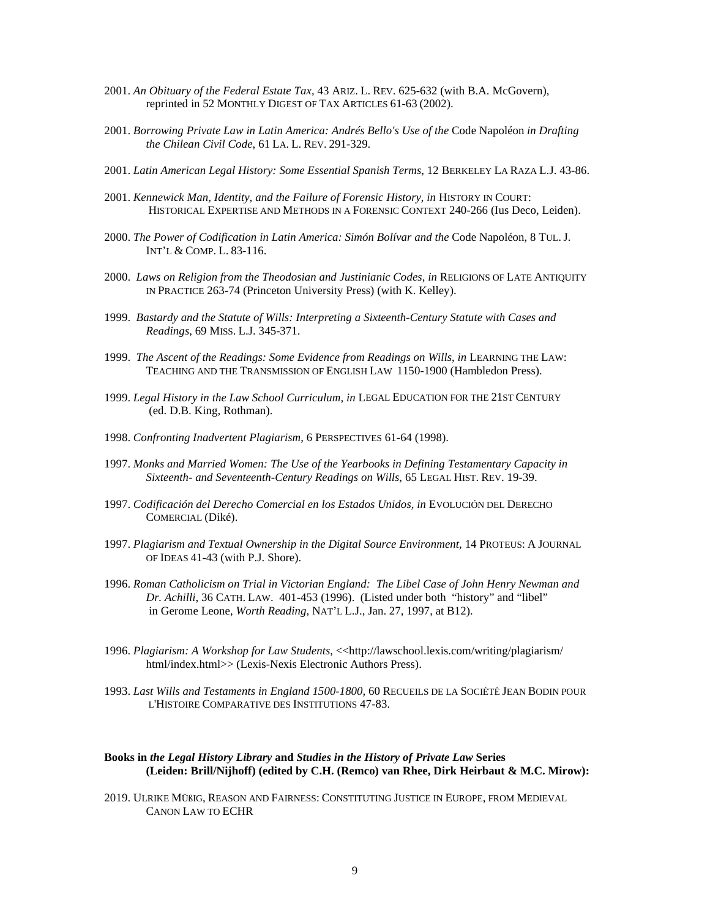2001. *An Obituary of the Federal Estate Tax*, 43 ARIZ. L. REV. 625-632 (with B.A. McGovern), reprinted in 52 MONTHLY DIGEST OF TAX ARTICLES 61-63 (2002).

2001. *Borrowing Private Law in Latin America: Andrés Bello's Use of the* Code Napoléon *in Drafting the Chilean Civil Code*, 61 LA. L. REV. 291-329.

2001. *Latin American Legal History: Some Essential Spanish Terms*, 12 BERKELEY LA RAZA L.J. 43-86.

2001. *Kennewick Man, Identity, and the Failure of Forensic History*, *in* HISTORY IN COURT: HISTORICAL EXPERTISE AND METHODS IN A FORENSIC CONTEXT 240-266 (Ius Deco, Leiden).

2000. *The Power of Codification in Latin America: Simón Bolívar and the* Code Napoléon, 8 TUL. J. INT'L & COMP. L. 83-116.

2000. *Laws on Religion from the Theodosian and Justinianic Codes*, *in* RELIGIONS OF LATE ANTIQUITY IN PRACTICE 263-74 (Princeton University Press) (with K. Kelley).

1999. *Bastardy and the Statute of Wills: Interpreting a Sixteenth-Century Statute with Cases and Readings*, 69 MISS. L.J. 345-371.

1999. *The Ascent of the Readings: Some Evidence from Readings on Wills*, *in* LEARNING THE LAW: TEACHING AND THE TRANSMISSION OF ENGLISH LAW 1150-1900 (Hambledon Press).

1999. *Legal History in the Law School Curriculum*, *in* LEGAL EDUCATION FOR THE 21ST CENTURY (ed. D.B. King, Rothman).

1998. *Confronting Inadvertent Plagiarism*, 6 PERSPECTIVES 61-64 (1998).

1997. *Monks and Married Women: The Use of the Yearbooks in Defining Testamentary Capacity in Sixteenth- and Seventeenth-Century Readings on Wills*, 65 LEGAL HIST. REV. 19-39.

1997. *Codificación del Derecho Comercial en los Estados Unidos*, *in* EVOLUCIÓN DEL DERECHO COMERCIAL (Diké).

1997. *Plagiarism and Textual Ownership in the Digital Source Environment*, 14 PROTEUS: A JOURNAL OF IDEAS 41-43 (with P.J. Shore).

1996. *Roman Catholicism on Trial in Victorian England: The Libel Case of John Henry Newman and Dr. Achilli*, 36 CATH. LAW. 401-453 (1996). (Listed under both "history" and "libel" in Gerome Leone, *Worth Reading*, NAT'L L.J., Jan. 27, 1997, at B12).

1996. *Plagiarism: A Workshop for Law Students*, <<http://lawschool.lexis.com/writing/plagiarism/html/index.html>> (Lexis-Nexis Electronic Authors Press).

1993. *Last Wills and Testaments in England 1500-1800*, 60 RECUEILS DE LA SOCIÉTÉ JEAN BODIN POUR L'HISTOIRE COMPARATIVE DES INSTITUTIONS 47-83.

**Books in *the Legal History Library* and *Studies in the History of Private Law* Series (Leiden: Brill/Nijhoff) (edited by C.H. (Remco) van Rhee, Dirk Heirbaut & M.C. Mirow):**

2019. ULRIKE MÜẞIG, REASON AND FAIRNESS: CONSTITUTING JUSTICE IN EUROPE, FROM MEDIEVAL CANON LAW TO ECHR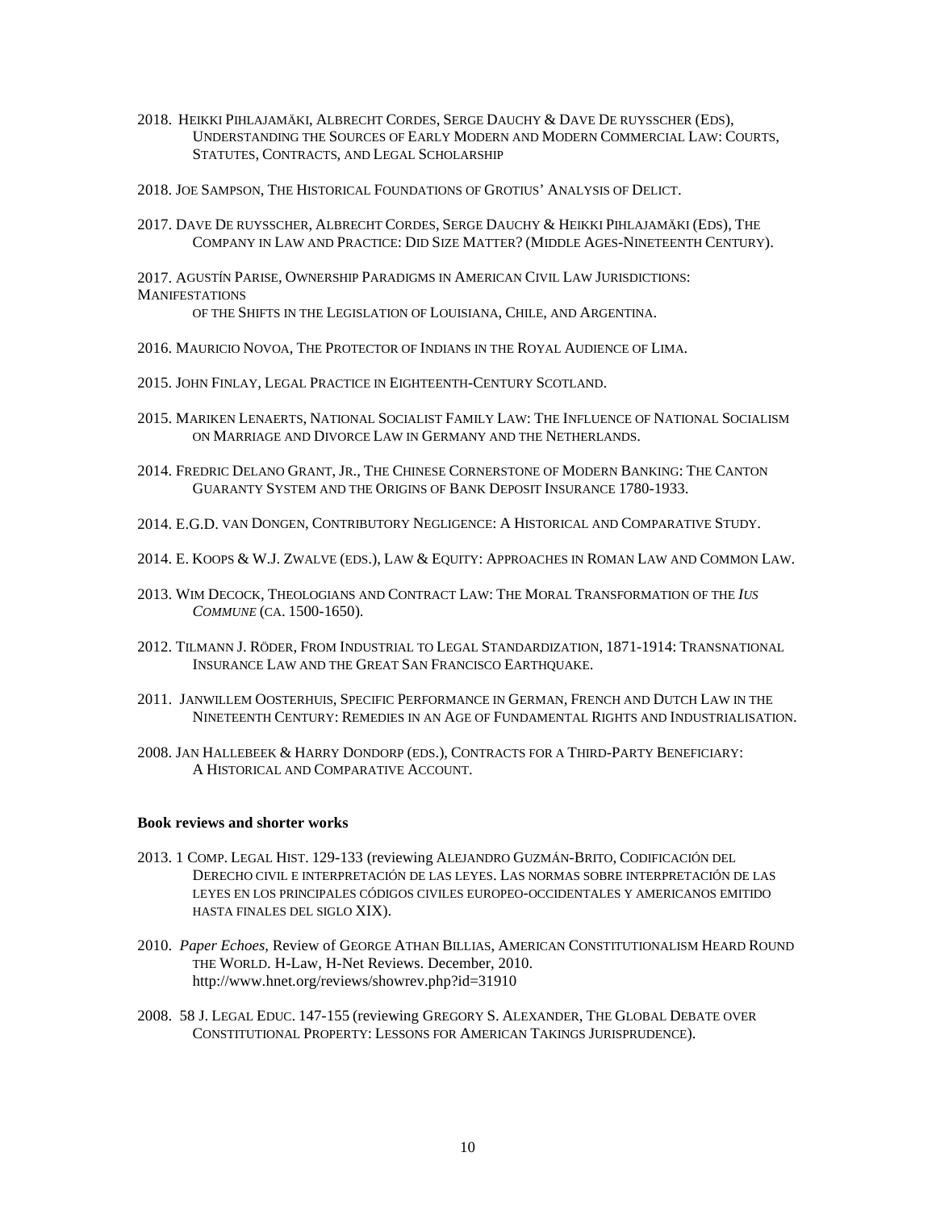2018. Heikki Pihlajamäki, Albrecht Cordes, Serge Dauchy & Dave De ruysscher (Eds), Understanding the Sources of Early Modern and Modern Commercial Law: Courts, Statutes, Contracts, and Legal Scholarship

2018. Joe Sampson, The Historical Foundations of Grotius' Analysis of Delict.

2017. Dave De ruysscher, Albrecht Cordes, Serge Dauchy & Heikki Pihlajamäki (Eds), The Company in Law and Practice: Did Size Matter? (Middle Ages-Nineteenth Century).

2017. Agustín Parise, Ownership Paradigms in American Civil Law Jurisdictions: Manifestations of the Shifts in the Legislation of Louisiana, Chile, and Argentina.

2016. Mauricio Novoa, The Protector of Indians in the Royal Audience of Lima.

2015. John Finlay, Legal Practice in Eighteenth-Century Scotland.

2015. Mariken Lenaerts, National Socialist Family Law: The Influence of National Socialism on Marriage and Divorce Law in Germany and the Netherlands.

2014. Fredric Delano Grant, Jr., The Chinese Cornerstone of Modern Banking: The Canton Guaranty System and the Origins of Bank Deposit Insurance 1780-1933.

2014. E.G.D. van Dongen, Contributory Negligence: A Historical and Comparative Study.

2014. E. Koops & W.J. Zwalve (eds.), Law & Equity: Approaches in Roman Law and Common Law.

2013. Wim Decock, Theologians and Contract Law: The Moral Transformation of the *Ius Commune* (ca. 1500-1650).

2012. Tilmann J. Röder, From Industrial to Legal Standardization, 1871-1914: Transnational Insurance Law and the Great San Francisco Earthquake.

2011. Janwillem Oosterhuis, Specific Performance in German, French and Dutch Law in the Nineteenth Century: Remedies in an Age of Fundamental Rights and Industrialisation.

2008. Jan Hallebeek & Harry Dondorp (eds.), Contracts for a Third-Party Beneficiary: A Historical and Comparative Account.

**Book reviews and shorter works**

2013. 1 Comp. Legal Hist. 129-133 (reviewing Alejandro Guzmán-Brito, Codificación del Derecho civil e interpretación de las leyes. Las normas sobre interpretación de las leyes en los principales códigos civiles europeo-occidentales y americanos emitido hasta finales del siglo XIX).

2010. *Paper Echoes*, Review of George Athan Billias, American Constitutionalism Heard Round the World. H-Law, H-Net Reviews. December, 2010. http://www.hnet.org/reviews/showrev.php?id=31910

2008. 58 J. Legal Educ. 147-155 (reviewing Gregory S. Alexander, The Global Debate over Constitutional Property: Lessons for American Takings Jurisprudence).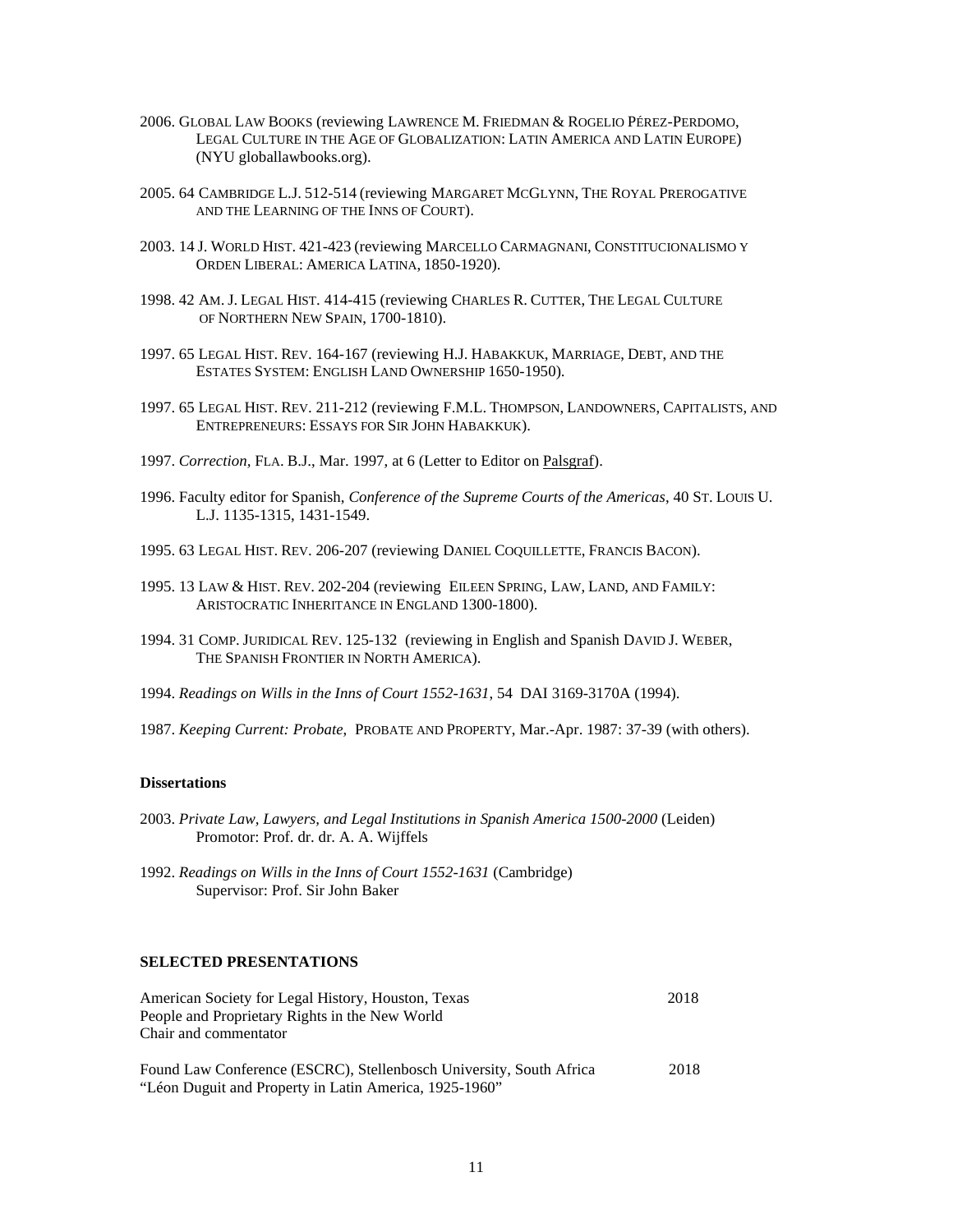2006. GLOBAL LAW BOOKS (reviewing LAWRENCE M. FRIEDMAN & ROGELIO PÉREZ-PERDOMO, LEGAL CULTURE IN THE AGE OF GLOBALIZATION: LATIN AMERICA AND LATIN EUROPE) (NYU globallawbooks.org).

2005. 64 CAMBRIDGE L.J. 512-514 (reviewing MARGARET MCGLYNN, THE ROYAL PREROGATIVE AND THE LEARNING OF THE INNS OF COURT).

2003. 14 J. WORLD HIST. 421-423 (reviewing MARCELLO CARMAGNANI, CONSTITUCIONALISMO Y ORDEN LIBERAL: AMERICA LATINA, 1850-1920).

1998. 42 AM. J. LEGAL HIST. 414-415 (reviewing CHARLES R. CUTTER, THE LEGAL CULTURE OF NORTHERN NEW SPAIN, 1700-1810).

1997. 65 LEGAL HIST. REV. 164-167 (reviewing H.J. HABAKKUK, MARRIAGE, DEBT, AND THE ESTATES SYSTEM: ENGLISH LAND OWNERSHIP 1650-1950).

1997. 65 LEGAL HIST. REV. 211-212 (reviewing F.M.L. THOMPSON, LANDOWNERS, CAPITALISTS, AND ENTREPRENEURS: ESSAYS FOR SIR JOHN HABAKKUK).

1997. *Correction*, FLA. B.J., Mar. 1997, at 6 (Letter to Editor on Palsgraf).

1996. Faculty editor for Spanish, *Conference of the Supreme Courts of the Americas*, 40 ST. LOUIS U. L.J. 1135-1315, 1431-1549.

1995. 63 LEGAL HIST. REV. 206-207 (reviewing DANIEL COQUILLETTE, FRANCIS BACON).

1995. 13 LAW & HIST. REV. 202-204 (reviewing EILEEN SPRING, LAW, LAND, AND FAMILY: ARISTOCRATIC INHERITANCE IN ENGLAND 1300-1800).

1994. 31 COMP. JURIDICAL REV. 125-132 (reviewing in English and Spanish DAVID J. WEBER, THE SPANISH FRONTIER IN NORTH AMERICA).

1994. *Readings on Wills in the Inns of Court 1552-1631*, 54 DAI 3169-3170A (1994).

1987. *Keeping Current: Probate*, PROBATE AND PROPERTY, Mar.-Apr. 1987: 37-39 (with others).

**Dissertations**

2003. *Private Law, Lawyers, and Legal Institutions in Spanish America 1500-2000* (Leiden)
Promotor: Prof. dr. dr. A. A. Wijffels

1992. *Readings on Wills in the Inns of Court 1552-1631* (Cambridge)
Supervisor: Prof. Sir John Baker

## SELECTED PRESENTATIONS

American Society for Legal History, Houston, Texas — 2018
People and Proprietary Rights in the New World
Chair and commentator

Found Law Conference (ESCRC), Stellenbosch University, South Africa — 2018
"Léon Duguit and Property in Latin America, 1925-1960"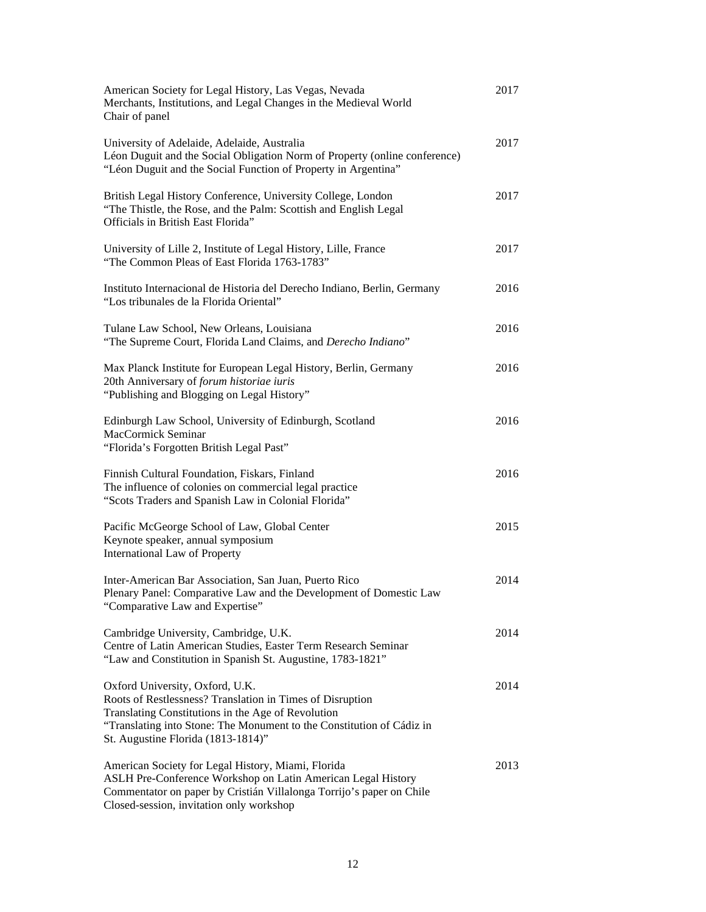American Society for Legal History, Las Vegas, Nevada 2017
Merchants, Institutions, and Legal Changes in the Medieval World
Chair of panel

University of Adelaide, Adelaide, Australia 2017
Léon Duguit and the Social Obligation Norm of Property (online conference)
"Léon Duguit and the Social Function of Property in Argentina"

British Legal History Conference, University College, London 2017
"The Thistle, the Rose, and the Palm: Scottish and English Legal Officials in British East Florida"

University of Lille 2, Institute of Legal History, Lille, France 2017
"The Common Pleas of East Florida 1763-1783"

Instituto Internacional de Historia del Derecho Indiano, Berlin, Germany 2016
"Los tribunales de la Florida Oriental"

Tulane Law School, New Orleans, Louisiana 2016
"The Supreme Court, Florida Land Claims, and *Derecho Indiano*"

Max Planck Institute for European Legal History, Berlin, Germany 2016
20th Anniversary of *forum historiae iuris*
"Publishing and Blogging on Legal History"

Edinburgh Law School, University of Edinburgh, Scotland 2016
MacCormick Seminar
"Florida's Forgotten British Legal Past"

Finnish Cultural Foundation, Fiskars, Finland 2016
The influence of colonies on commercial legal practice
"Scots Traders and Spanish Law in Colonial Florida"

Pacific McGeorge School of Law, Global Center 2015
Keynote speaker, annual symposium
International Law of Property

Inter-American Bar Association, San Juan, Puerto Rico 2014
Plenary Panel: Comparative Law and the Development of Domestic Law
"Comparative Law and Expertise"

Cambridge University, Cambridge, U.K. 2014
Centre of Latin American Studies, Easter Term Research Seminar
"Law and Constitution in Spanish St. Augustine, 1783-1821"

Oxford University, Oxford, U.K. 2014
Roots of Restlessness? Translation in Times of Disruption
Translating Constitutions in the Age of Revolution
"Translating into Stone: The Monument to the Constitution of Cádiz in St. Augustine Florida (1813-1814)"

American Society for Legal History, Miami, Florida 2013
ASLH Pre-Conference Workshop on Latin American Legal History
Commentator on paper by Cristián Villalonga Torrijo's paper on Chile
Closed-session, invitation only workshop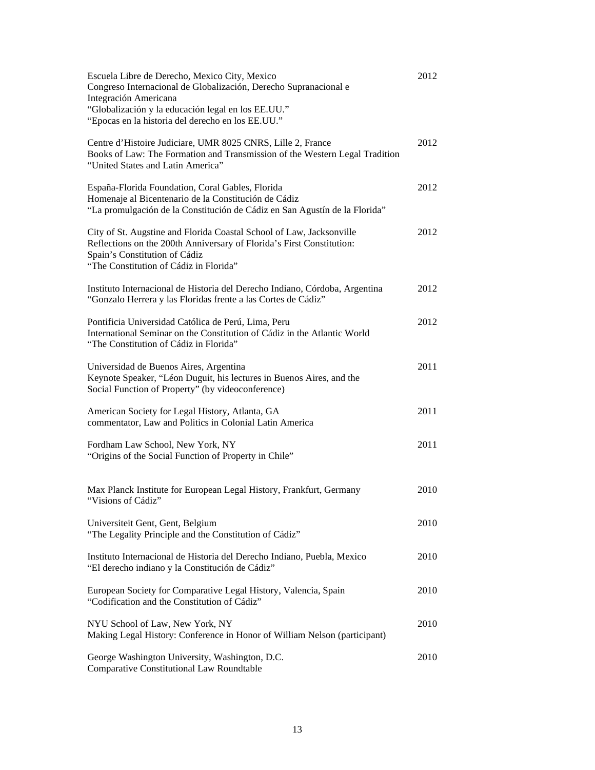Escuela Libre de Derecho, Mexico City, Mexico — 2012
Congreso Internacional de Globalización, Derecho Supranacional e Integración Americana
"Globalización y la educación legal en los EE.UU."
"Epocas en la historia del derecho en los EE.UU."

Centre d'Histoire Judiciare, UMR 8025 CNRS, Lille 2, France — 2012
Books of Law: The Formation and Transmission of the Western Legal Tradition
"United States and Latin America"

España-Florida Foundation, Coral Gables, Florida — 2012
Homenaje al Bicentenario de la Constitución de Cádiz
"La promulgación de la Constitución de Cádiz en San Agustín de la Florida"

City of St. Augstine and Florida Coastal School of Law, Jacksonville — 2012
Reflections on the 200th Anniversary of Florida's First Constitution: Spain's Constitution of Cádiz
"The Constitution of Cádiz in Florida"

Instituto Internacional de Historia del Derecho Indiano, Córdoba, Argentina — 2012
"Gonzalo Herrera y las Floridas frente a las Cortes de Cádiz"

Pontificia Universidad Católica de Perú, Lima, Peru — 2012
International Seminar on the Constitution of Cádiz in the Atlantic World
"The Constitution of Cádiz in Florida"

Universidad de Buenos Aires, Argentina — 2011
Keynote Speaker, "Léon Duguit, his lectures in Buenos Aires, and the Social Function of Property" (by videoconference)

American Society for Legal History, Atlanta, GA — 2011
commentator, Law and Politics in Colonial Latin America

Fordham Law School, New York, NY — 2011
"Origins of the Social Function of Property in Chile"

Max Planck Institute for European Legal History, Frankfurt, Germany — 2010
"Visions of Cádiz"

Universiteit Gent, Gent, Belgium — 2010
"The Legality Principle and the Constitution of Cádiz"

Instituto Internacional de Historia del Derecho Indiano, Puebla, Mexico — 2010
"El derecho indiano y la Constitución de Cádiz"

European Society for Comparative Legal History, Valencia, Spain — 2010
"Codification and the Constitution of Cádiz"

NYU School of Law, New York, NY — 2010
Making Legal History: Conference in Honor of William Nelson (participant)

George Washington University, Washington, D.C. — 2010
Comparative Constitutional Law Roundtable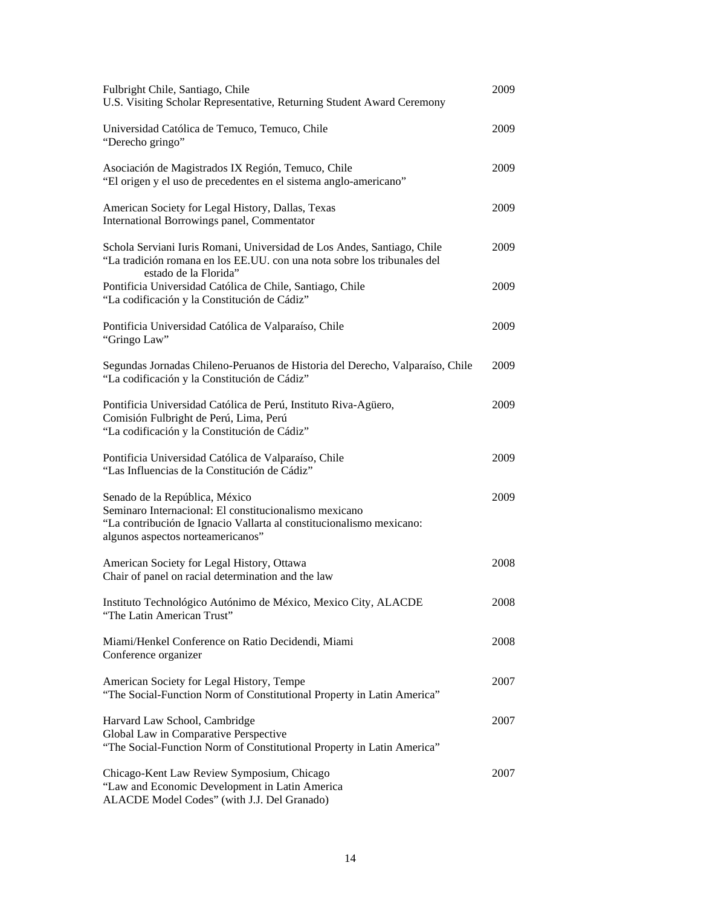Fulbright Chile, Santiago, Chile — 2009
U.S. Visiting Scholar Representative, Returning Student Award Ceremony

Universidad Católica de Temuco, Temuco, Chile — 2009
"Derecho gringo"

Asociación de Magistrados IX Región, Temuco, Chile — 2009
"El origen y el uso de precedentes en el sistema anglo-americano"

American Society for Legal History, Dallas, Texas — 2009
International Borrowings panel, Commentator

Schola Serviani Iuris Romani, Universidad de Los Andes, Santiago, Chile — 2009
"La tradición romana en los EE.UU. con una nota sobre los tribunales del estado de la Florida"

Pontificia Universidad Católica de Chile, Santiago, Chile — 2009
"La codificación y la Constitución de Cádiz"

Pontificia Universidad Católica de Valparaíso, Chile — 2009
"Gringo Law"

Segundas Jornadas Chileno-Peruanos de Historia del Derecho, Valparaíso, Chile — 2009
"La codificación y la Constitución de Cádiz"

Pontificia Universidad Católica de Perú, Instituto Riva-Agüero, Comisión Fulbright de Perú, Lima, Perú — 2009
"La codificación y la Constitución de Cádiz"

Pontificia Universidad Católica de Valparaíso, Chile — 2009
"Las Influencias de la Constitución de Cádiz"

Senado de la República, México — 2009
Seminaro Internacional: El constitucionalismo mexicano
"La contribución de Ignacio Vallarta al constitucionalismo mexicano: algunos aspectos norteamericanos"

American Society for Legal History, Ottawa — 2008
Chair of panel on racial determination and the law

Instituto Technológico Autónimo de México, Mexico City, ALACDE — 2008
"The Latin American Trust"

Miami/Henkel Conference on Ratio Decidendi, Miami — 2008
Conference organizer

American Society for Legal History, Tempe — 2007
"The Social-Function Norm of Constitutional Property in Latin America"

Harvard Law School, Cambridge — 2007
Global Law in Comparative Perspective
"The Social-Function Norm of Constitutional Property in Latin America"

Chicago-Kent Law Review Symposium, Chicago — 2007
"Law and Economic Development in Latin America ALACDE Model Codes" (with J.J. Del Granado)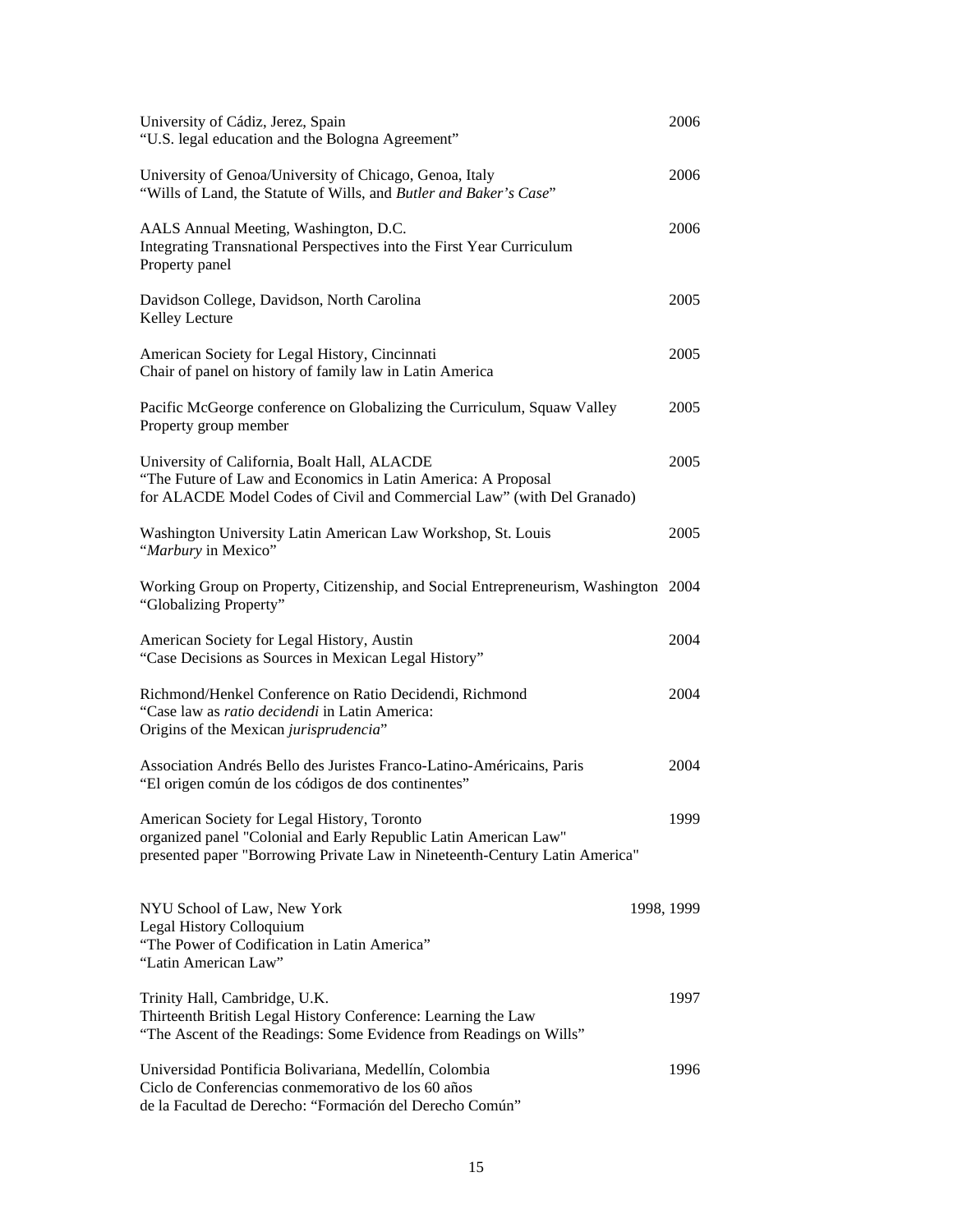University of Cádiz, Jerez, Spain 2006
"U.S. legal education and the Bologna Agreement"

University of Genoa/University of Chicago, Genoa, Italy 2006
"Wills of Land, the Statute of Wills, and *Butler and Baker's Case*"

AALS Annual Meeting, Washington, D.C. 2006
Integrating Transnational Perspectives into the First Year Curriculum
Property panel

Davidson College, Davidson, North Carolina 2005
Kelley Lecture

American Society for Legal History, Cincinnati 2005
Chair of panel on history of family law in Latin America

Pacific McGeorge conference on Globalizing the Curriculum, Squaw Valley 2005
Property group member

University of California, Boalt Hall, ALACDE 2005
"The Future of Law and Economics in Latin America: A Proposal
for ALACDE Model Codes of Civil and Commercial Law" (with Del Granado)

Washington University Latin American Law Workshop, St. Louis 2005
"*Marbury* in Mexico"

Working Group on Property, Citizenship, and Social Entrepreneurism, Washington 2004
"Globalizing Property"

American Society for Legal History, Austin 2004
"Case Decisions as Sources in Mexican Legal History"

Richmond/Henkel Conference on Ratio Decidendi, Richmond 2004
"Case law as *ratio decidendi* in Latin America:
Origins of the Mexican *jurisprudencia*"

Association Andrés Bello des Juristes Franco-Latino-Américains, Paris 2004
"El origen común de los códigos de dos continentes"

American Society for Legal History, Toronto 1999
organized panel "Colonial and Early Republic Latin American Law"
presented paper "Borrowing Private Law in Nineteenth-Century Latin America"

NYU School of Law, New York 1998, 1999
Legal History Colloquium
"The Power of Codification in Latin America"
"Latin American Law"

Trinity Hall, Cambridge, U.K. 1997
Thirteenth British Legal History Conference: Learning the Law
"The Ascent of the Readings: Some Evidence from Readings on Wills"

Universidad Pontificia Bolivariana, Medellín, Colombia 1996
Ciclo de Conferencias conmemorativo de los 60 años
de la Facultad de Derecho: "Formación del Derecho Común"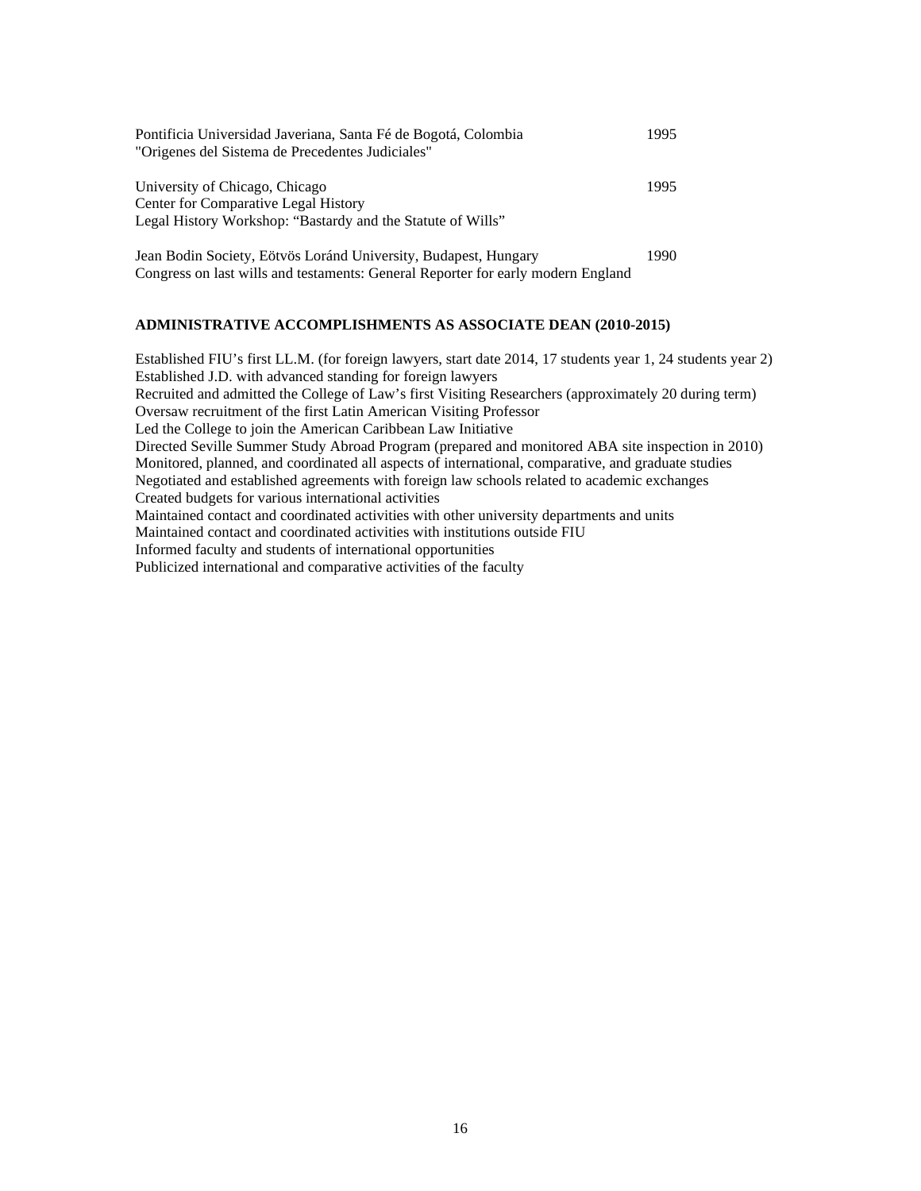Pontificia Universidad Javeriana, Santa Fé de Bogotá, Colombia 1995
"Origenes del Sistema de Precedentes Judiciales"

University of Chicago, Chicago 1995
Center for Comparative Legal History
Legal History Workshop: “Bastardy and the Statute of Wills”

Jean Bodin Society, Eötvös Loránd University, Budapest, Hungary 1990
Congress on last wills and testaments: General Reporter for early modern England

**ADMINISTRATIVE ACCOMPLISHMENTS AS ASSOCIATE DEAN (2010-2015)**

Established FIU’s first LL.M. (for foreign lawyers, start date 2014, 17 students year 1, 24 students year 2)
Established J.D. with advanced standing for foreign lawyers
Recruited and admitted the College of Law’s first Visiting Researchers (approximately 20 during term)
Oversaw recruitment of the first Latin American Visiting Professor
Led the College to join the American Caribbean Law Initiative
Directed Seville Summer Study Abroad Program (prepared and monitored ABA site inspection in 2010)
Monitored, planned, and coordinated all aspects of international, comparative, and graduate studies
Negotiated and established agreements with foreign law schools related to academic exchanges
Created budgets for various international activities
Maintained contact and coordinated activities with other university departments and units
Maintained contact and coordinated activities with institutions outside FIU
Informed faculty and students of international opportunities
Publicized international and comparative activities of the faculty